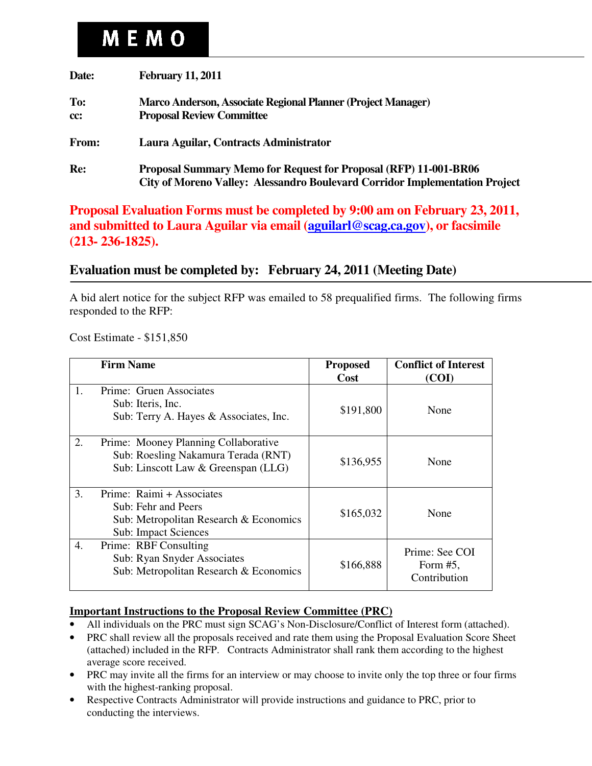# MEMO

**Date:** February 11, 2011

**To:** Marco Anderson, Associate Regional Planner (Project Manager)
**cc:** Proposal Review Committee

**From:** Laura Aguilar, Contracts Administrator

**Re:** Proposal Summary Memo for Request for Proposal (RFP) 11-001-BR06
City of Moreno Valley: Alessandro Boulevard Corridor Implementation Project

**Proposal Evaluation Forms must be completed by 9:00 am on February 23, 2011, and submitted to Laura Aguilar via email (aguilarl@scag.ca.gov), or facsimile (213- 236-1825).**

## Evaluation must be completed by: February 24, 2011 (Meeting Date)

A bid alert notice for the subject RFP was emailed to 58 prequalified firms. The following firms responded to the RFP:

Cost Estimate - $151,850

| | Firm Name | Proposed Cost | Conflict of Interest (COI) |
|---|---|---|---|
| 1. | Prime: Gruen Associates<br>Sub: Iteris, Inc.<br>Sub: Terry A. Hayes & Associates, Inc. | $191,800 | None |
| 2. | Prime: Mooney Planning Collaborative<br>Sub: Roesling Nakamura Terada (RNT)<br>Sub: Linscott Law & Greenspan (LLG) | $136,955 | None |
| 3. | Prime: Raimi + Associates<br>Sub: Fehr and Peers<br>Sub: Metropolitan Research & Economics<br>Sub: Impact Sciences | $165,032 | None |
| 4. | Prime: RBF Consulting<br>Sub: Ryan Snyder Associates<br>Sub: Metropolitan Research & Economics | $166,888 | Prime: See COI Form #5, Contribution |

**Important Instructions to the Proposal Review Committee (PRC)**

- All individuals on the PRC must sign SCAG's Non-Disclosure/Conflict of Interest form (attached).
- PRC shall review all the proposals received and rate them using the Proposal Evaluation Score Sheet (attached) included in the RFP. Contracts Administrator shall rank them according to the highest average score received.
- PRC may invite all the firms for an interview or may choose to invite only the top three or four firms with the highest-ranking proposal.
- Respective Contracts Administrator will provide instructions and guidance to PRC, prior to conducting the interviews.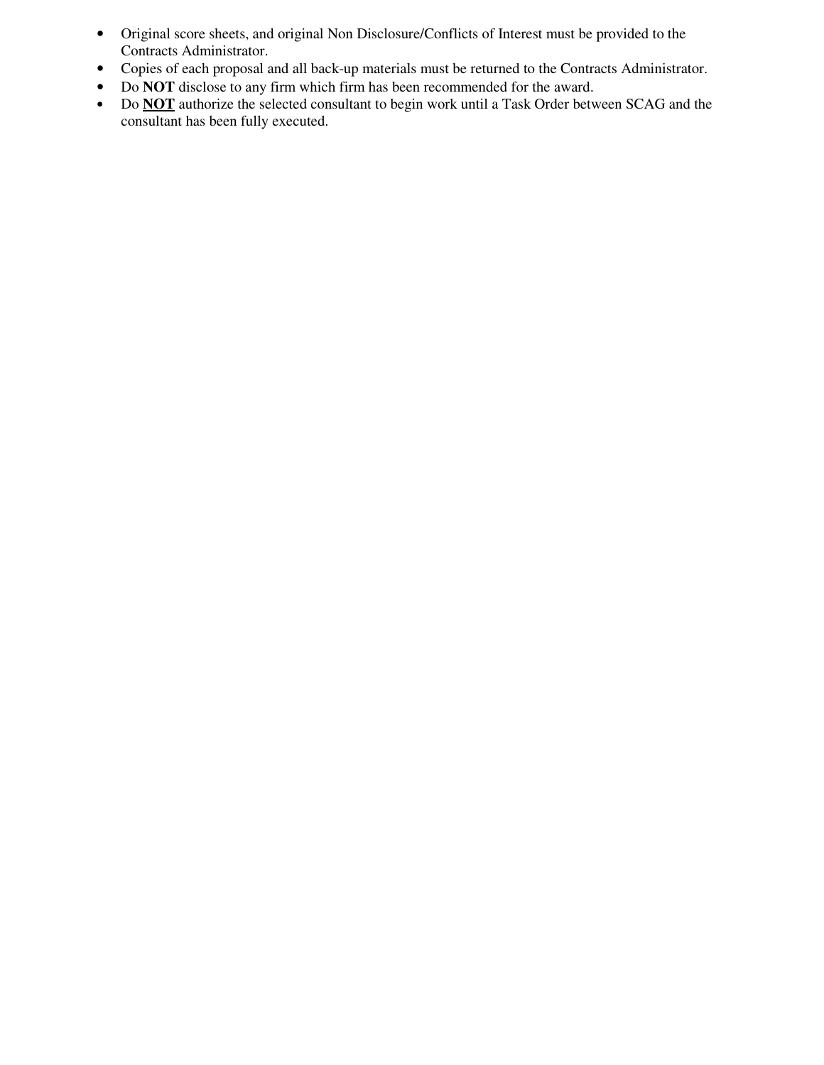- Original score sheets, and original Non Disclosure/Conflicts of Interest must be provided to the Contracts Administrator.
- Copies of each proposal and all back-up materials must be returned to the Contracts Administrator.
- Do **NOT** disclose to any firm which firm has been recommended for the award.
- Do **<u>NOT</u>** authorize the selected consultant to begin work until a Task Order between SCAG and the consultant has been fully executed.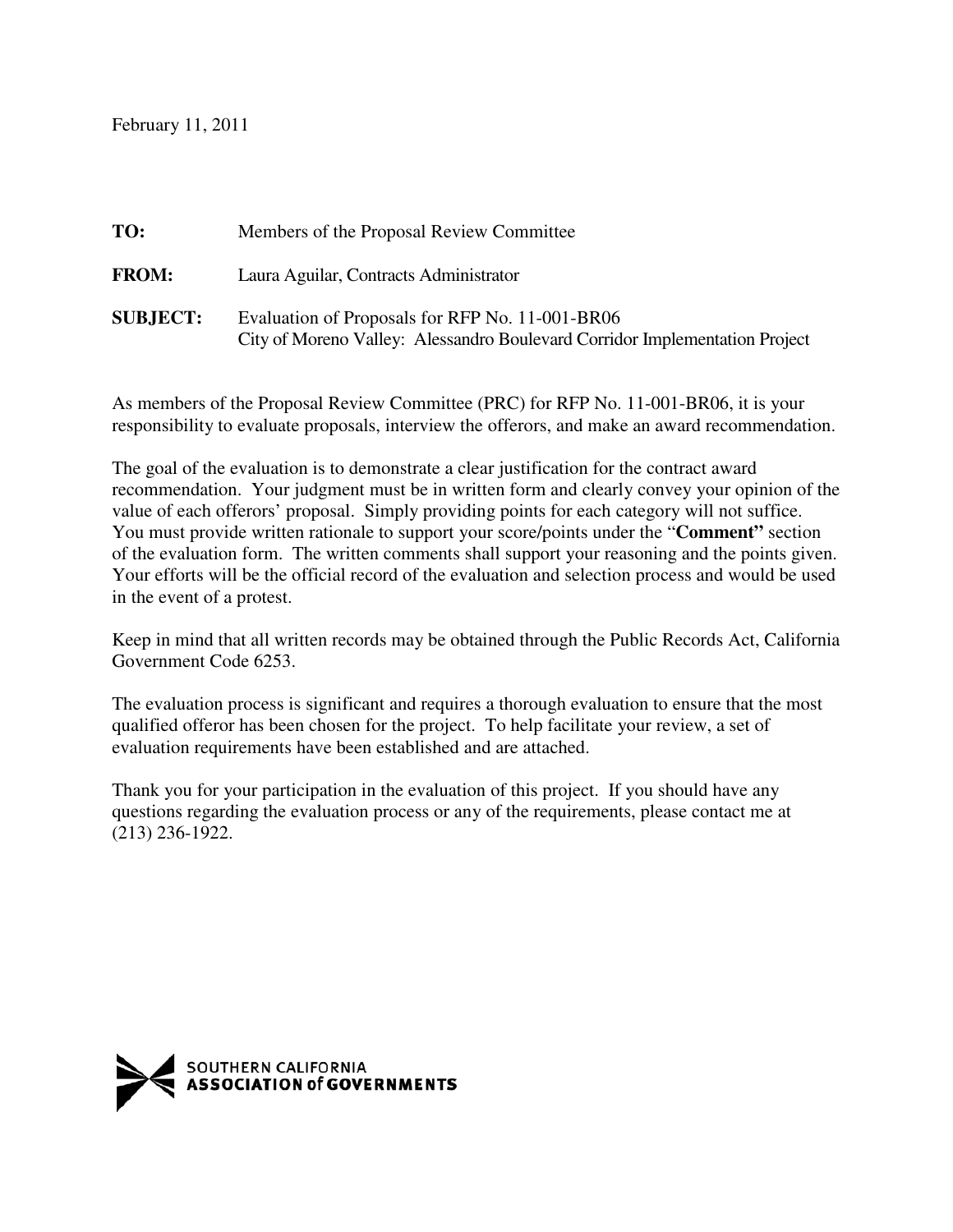February 11, 2011

**TO:** Members of the Proposal Review Committee

**FROM:** Laura Aguilar, Contracts Administrator

**SUBJECT:** Evaluation of Proposals for RFP No. 11-001-BR06
City of Moreno Valley: Alessandro Boulevard Corridor Implementation Project

As members of the Proposal Review Committee (PRC) for RFP No. 11-001-BR06, it is your responsibility to evaluate proposals, interview the offerors, and make an award recommendation.

The goal of the evaluation is to demonstrate a clear justification for the contract award recommendation. Your judgment must be in written form and clearly convey your opinion of the value of each offerors' proposal. Simply providing points for each category will not suffice. You must provide written rationale to support your score/points under the "**Comment"** section of the evaluation form. The written comments shall support your reasoning and the points given. Your efforts will be the official record of the evaluation and selection process and would be used in the event of a protest.

Keep in mind that all written records may be obtained through the Public Records Act, California Government Code 6253.

The evaluation process is significant and requires a thorough evaluation to ensure that the most qualified offeror has been chosen for the project. To help facilitate your review, a set of evaluation requirements have been established and are attached.

Thank you for your participation in the evaluation of this project. If you should have any questions regarding the evaluation process or any of the requirements, please contact me at (213) 236-1922.

SOUTHERN CALIFORNIA ASSOCIATION of GOVERNMENTS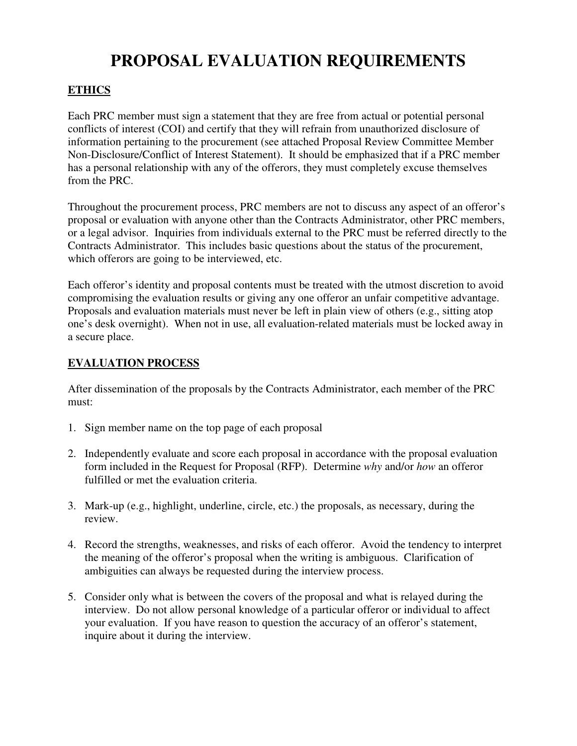# PROPOSAL EVALUATION REQUIREMENTS

## ETHICS

Each PRC member must sign a statement that they are free from actual or potential personal conflicts of interest (COI) and certify that they will refrain from unauthorized disclosure of information pertaining to the procurement (see attached Proposal Review Committee Member Non-Disclosure/Conflict of Interest Statement). It should be emphasized that if a PRC member has a personal relationship with any of the offerors, they must completely excuse themselves from the PRC.

Throughout the procurement process, PRC members are not to discuss any aspect of an offeror's proposal or evaluation with anyone other than the Contracts Administrator, other PRC members, or a legal advisor. Inquiries from individuals external to the PRC must be referred directly to the Contracts Administrator. This includes basic questions about the status of the procurement, which offerors are going to be interviewed, etc.

Each offeror's identity and proposal contents must be treated with the utmost discretion to avoid compromising the evaluation results or giving any one offeror an unfair competitive advantage. Proposals and evaluation materials must never be left in plain view of others (e.g., sitting atop one's desk overnight). When not in use, all evaluation-related materials must be locked away in a secure place.

## EVALUATION PROCESS

After dissemination of the proposals by the Contracts Administrator, each member of the PRC must:

1. Sign member name on the top page of each proposal

2. Independently evaluate and score each proposal in accordance with the proposal evaluation form included in the Request for Proposal (RFP). Determine *why* and/or *how* an offeror fulfilled or met the evaluation criteria.

3. Mark-up (e.g., highlight, underline, circle, etc.) the proposals, as necessary, during the review.

4. Record the strengths, weaknesses, and risks of each offeror. Avoid the tendency to interpret the meaning of the offeror's proposal when the writing is ambiguous. Clarification of ambiguities can always be requested during the interview process.

5. Consider only what is between the covers of the proposal and what is relayed during the interview. Do not allow personal knowledge of a particular offeror or individual to affect your evaluation. If you have reason to question the accuracy of an offeror's statement, inquire about it during the interview.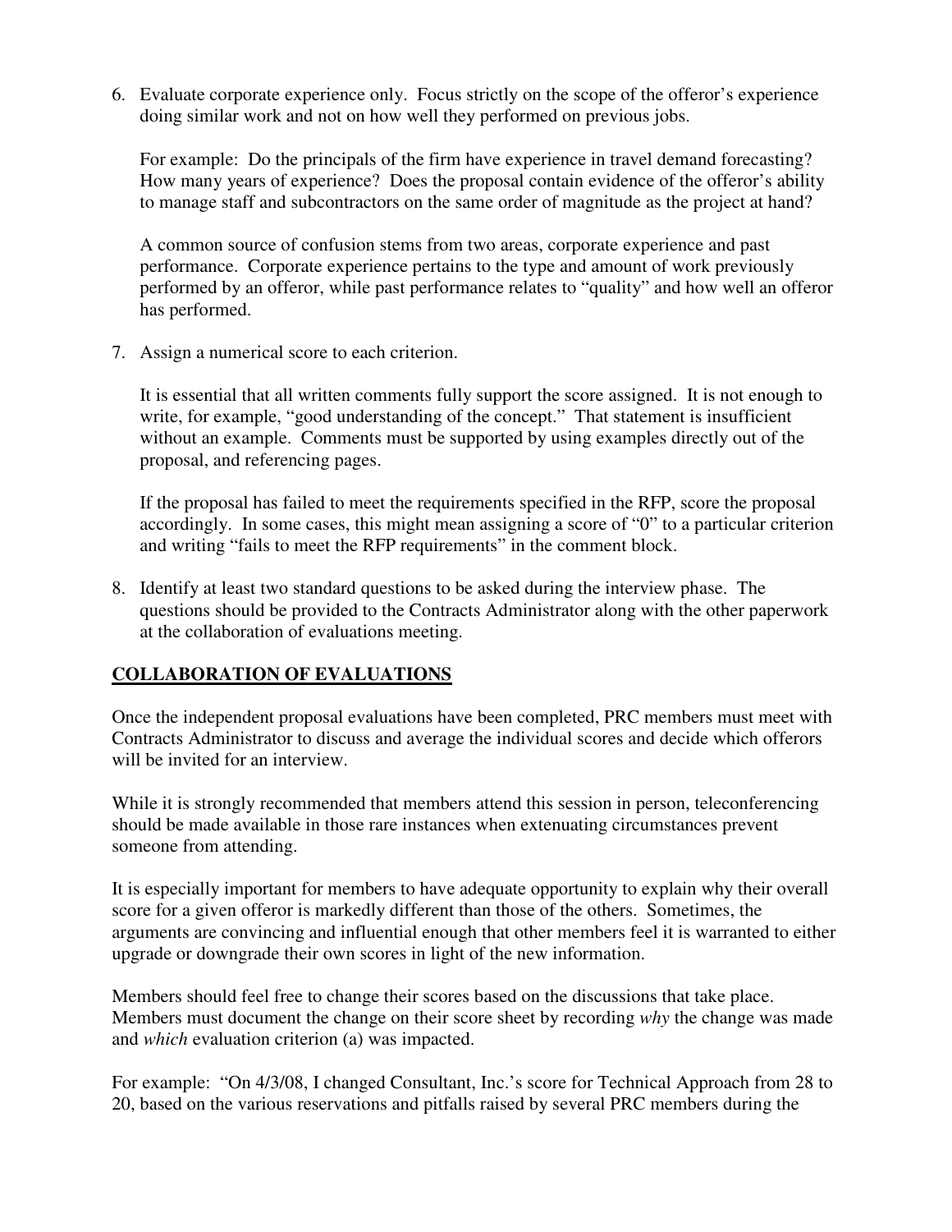6. Evaluate corporate experience only. Focus strictly on the scope of the offeror's experience doing similar work and not on how well they performed on previous jobs.

   For example: Do the principals of the firm have experience in travel demand forecasting? How many years of experience? Does the proposal contain evidence of the offeror's ability to manage staff and subcontractors on the same order of magnitude as the project at hand?

   A common source of confusion stems from two areas, corporate experience and past performance. Corporate experience pertains to the type and amount of work previously performed by an offeror, while past performance relates to "quality" and how well an offeror has performed.

7. Assign a numerical score to each criterion.

   It is essential that all written comments fully support the score assigned. It is not enough to write, for example, "good understanding of the concept." That statement is insufficient without an example. Comments must be supported by using examples directly out of the proposal, and referencing pages.

   If the proposal has failed to meet the requirements specified in the RFP, score the proposal accordingly. In some cases, this might mean assigning a score of "0" to a particular criterion and writing "fails to meet the RFP requirements" in the comment block.

8. Identify at least two standard questions to be asked during the interview phase. The questions should be provided to the Contracts Administrator along with the other paperwork at the collaboration of evaluations meeting.

## COLLABORATION OF EVALUATIONS

Once the independent proposal evaluations have been completed, PRC members must meet with Contracts Administrator to discuss and average the individual scores and decide which offerors will be invited for an interview.

While it is strongly recommended that members attend this session in person, teleconferencing should be made available in those rare instances when extenuating circumstances prevent someone from attending.

It is especially important for members to have adequate opportunity to explain why their overall score for a given offeror is markedly different than those of the others. Sometimes, the arguments are convincing and influential enough that other members feel it is warranted to either upgrade or downgrade their own scores in light of the new information.

Members should feel free to change their scores based on the discussions that take place. Members must document the change on their score sheet by recording *why* the change was made and *which* evaluation criterion (a) was impacted.

For example: "On 4/3/08, I changed Consultant, Inc.'s score for Technical Approach from 28 to 20, based on the various reservations and pitfalls raised by several PRC members during the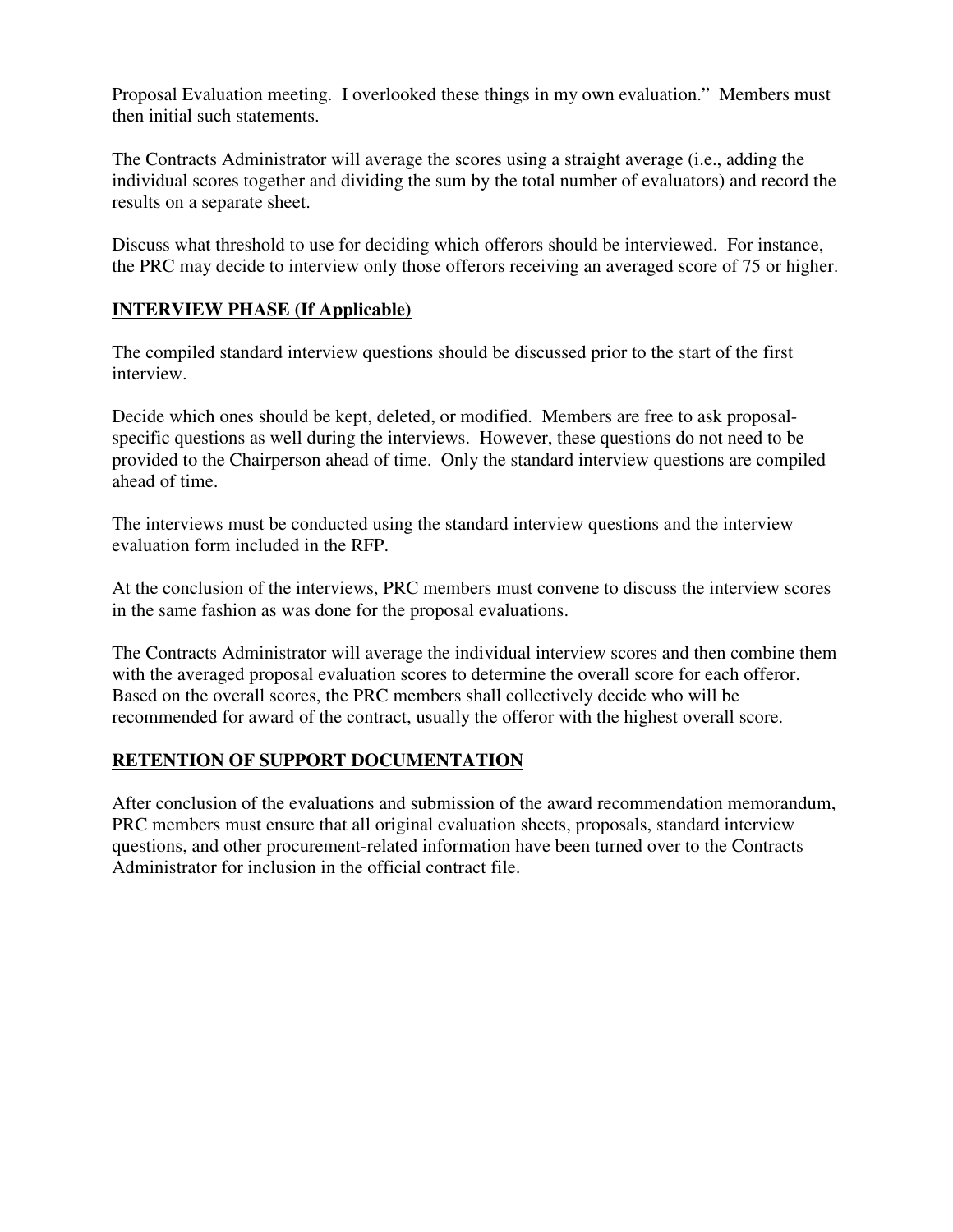Proposal Evaluation meeting. I overlooked these things in my own evaluation." Members must then initial such statements.

The Contracts Administrator will average the scores using a straight average (i.e., adding the individual scores together and dividing the sum by the total number of evaluators) and record the results on a separate sheet.

Discuss what threshold to use for deciding which offerors should be interviewed. For instance, the PRC may decide to interview only those offerors receiving an averaged score of 75 or higher.

## **INTERVIEW PHASE (If Applicable)**

The compiled standard interview questions should be discussed prior to the start of the first interview.

Decide which ones should be kept, deleted, or modified. Members are free to ask proposal-specific questions as well during the interviews. However, these questions do not need to be provided to the Chairperson ahead of time. Only the standard interview questions are compiled ahead of time.

The interviews must be conducted using the standard interview questions and the interview evaluation form included in the RFP.

At the conclusion of the interviews, PRC members must convene to discuss the interview scores in the same fashion as was done for the proposal evaluations.

The Contracts Administrator will average the individual interview scores and then combine them with the averaged proposal evaluation scores to determine the overall score for each offeror. Based on the overall scores, the PRC members shall collectively decide who will be recommended for award of the contract, usually the offeror with the highest overall score.

## **RETENTION OF SUPPORT DOCUMENTATION**

After conclusion of the evaluations and submission of the award recommendation memorandum, PRC members must ensure that all original evaluation sheets, proposals, standard interview questions, and other procurement-related information have been turned over to the Contracts Administrator for inclusion in the official contract file.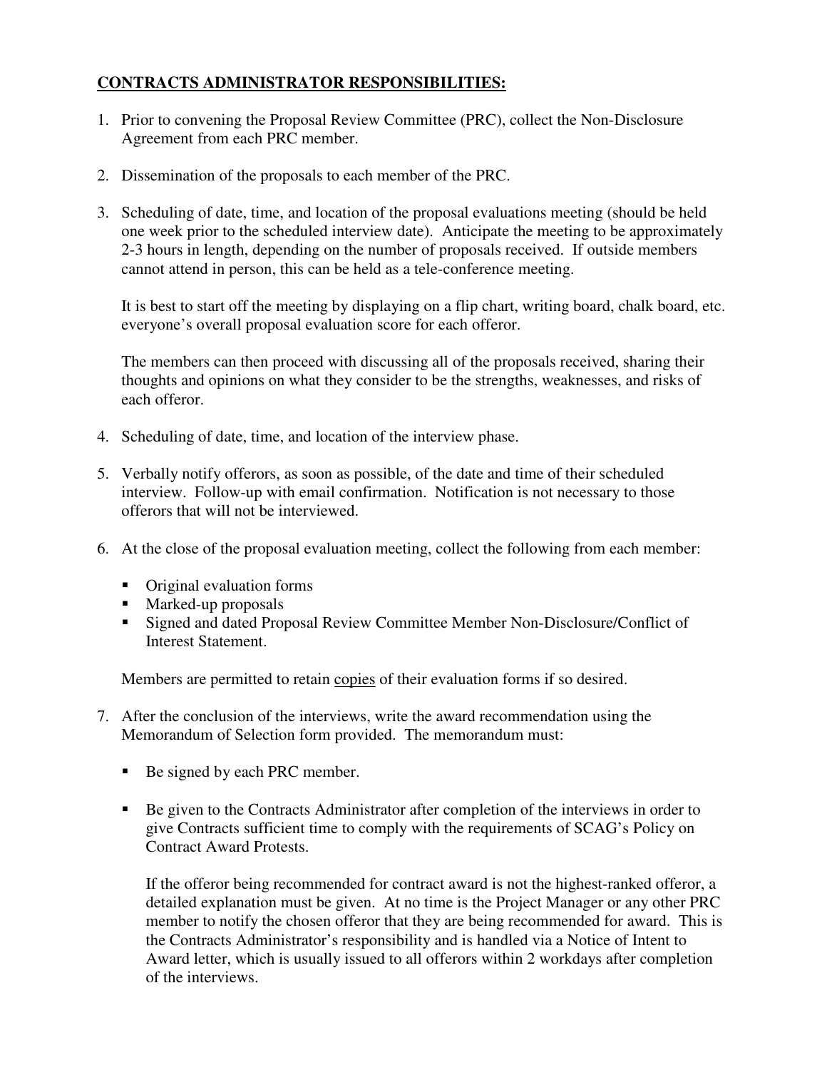**<u>CONTRACTS ADMINISTRATOR RESPONSIBILITIES:</u>**

1. Prior to convening the Proposal Review Committee (PRC), collect the Non-Disclosure Agreement from each PRC member.

2. Dissemination of the proposals to each member of the PRC.

3. Scheduling of date, time, and location of the proposal evaluations meeting (should be held one week prior to the scheduled interview date). Anticipate the meeting to be approximately 2-3 hours in length, depending on the number of proposals received. If outside members cannot attend in person, this can be held as a tele-conference meeting.

   It is best to start off the meeting by displaying on a flip chart, writing board, chalk board, etc. everyone's overall proposal evaluation score for each offeror.

   The members can then proceed with discussing all of the proposals received, sharing their thoughts and opinions on what they consider to be the strengths, weaknesses, and risks of each offeror.

4. Scheduling of date, time, and location of the interview phase.

5. Verbally notify offerors, as soon as possible, of the date and time of their scheduled interview. Follow-up with email confirmation. Notification is not necessary to those offerors that will not be interviewed.

6. At the close of the proposal evaluation meeting, collect the following from each member:

   - Original evaluation forms
   - Marked-up proposals
   - Signed and dated Proposal Review Committee Member Non-Disclosure/Conflict of Interest Statement.

   Members are permitted to retain <u>copies</u> of their evaluation forms if so desired.

7. After the conclusion of the interviews, write the award recommendation using the Memorandum of Selection form provided. The memorandum must:

   - Be signed by each PRC member.

   - Be given to the Contracts Administrator after completion of the interviews in order to give Contracts sufficient time to comply with the requirements of SCAG's Policy on Contract Award Protests.

     If the offeror being recommended for contract award is not the highest-ranked offeror, a detailed explanation must be given. At no time is the Project Manager or any other PRC member to notify the chosen offeror that they are being recommended for award. This is the Contracts Administrator's responsibility and is handled via a Notice of Intent to Award letter, which is usually issued to all offerors within 2 workdays after completion of the interviews.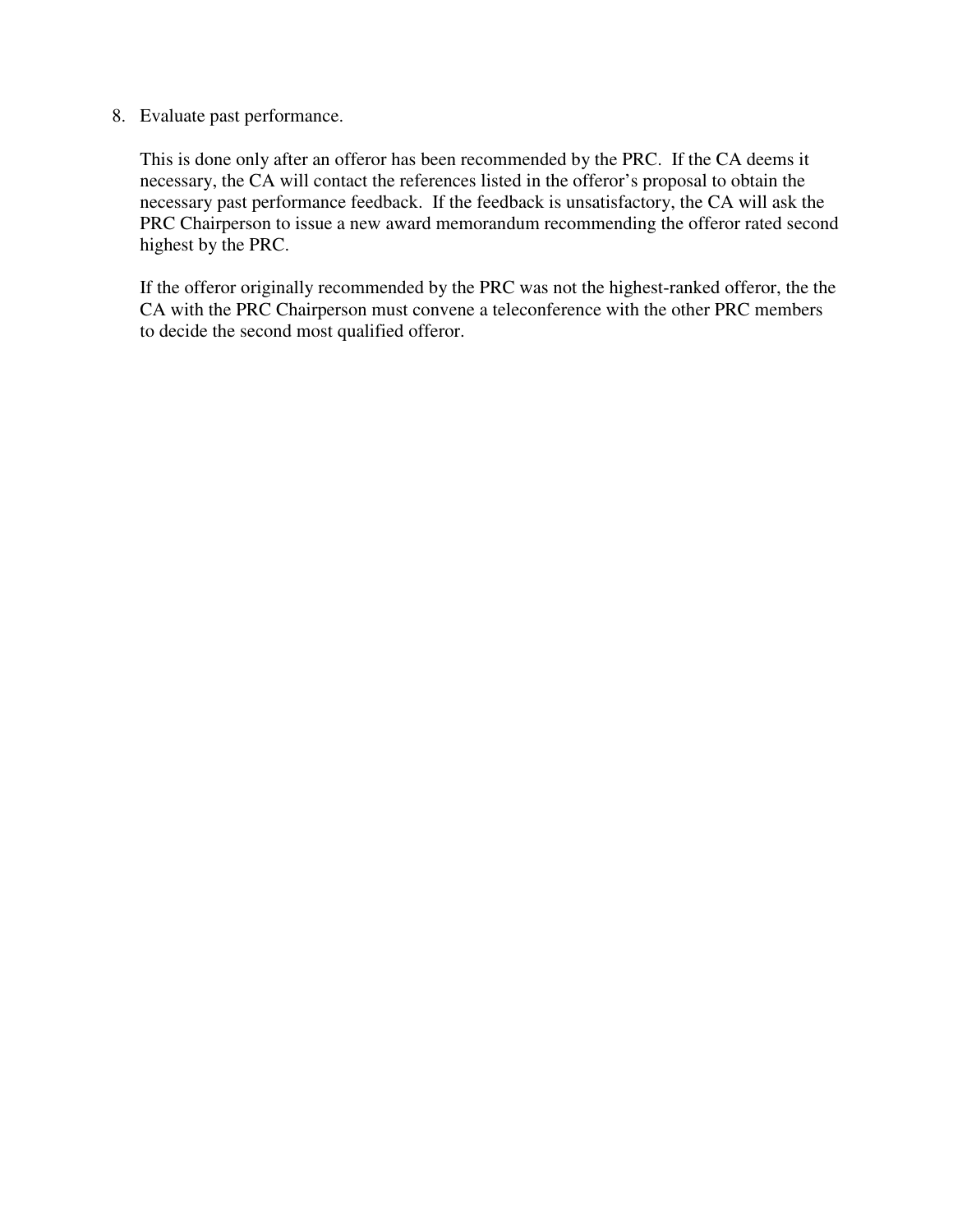8. Evaluate past performance.

   This is done only after an offeror has been recommended by the PRC. If the CA deems it necessary, the CA will contact the references listed in the offeror's proposal to obtain the necessary past performance feedback. If the feedback is unsatisfactory, the CA will ask the PRC Chairperson to issue a new award memorandum recommending the offeror rated second highest by the PRC.

   If the offeror originally recommended by the PRC was not the highest-ranked offeror, the the CA with the PRC Chairperson must convene a teleconference with the other PRC members to decide the second most qualified offeror.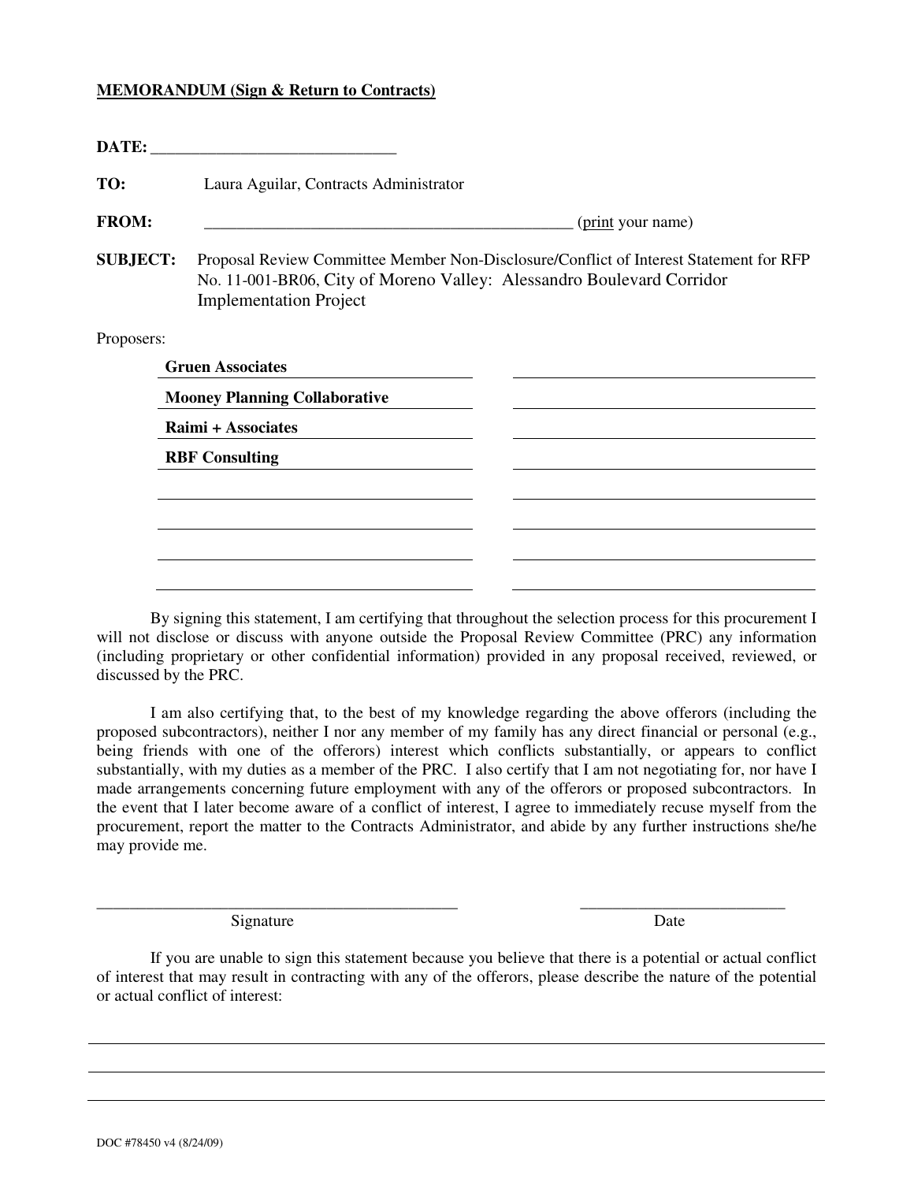**MEMORANDUM (Sign & Return to Contracts)**

**DATE:** ______________________________

**TO:** Laura Aguilar, Contracts Administrator

**FROM:** ____________________________________________ (print your name)

**SUBJECT:** Proposal Review Committee Member Non-Disclosure/Conflict of Interest Statement for RFP No. 11-001-BR06, City of Moreno Valley: Alessandro Boulevard Corridor Implementation Project

Proposers:

| | |
|---|---|
| **Gruen Associates** | |
| **Mooney Planning Collaborative** | |
| **Raimi + Associates** | |
| **RBF Consulting** | |
| | |
| | |
| | |
| | |

By signing this statement, I am certifying that throughout the selection process for this procurement I will not disclose or discuss with anyone outside the Proposal Review Committee (PRC) any information (including proprietary or other confidential information) provided in any proposal received, reviewed, or discussed by the PRC.

I am also certifying that, to the best of my knowledge regarding the above offerors (including the proposed subcontractors), neither I nor any member of my family has any direct financial or personal (e.g., being friends with one of the offerors) interest which conflicts substantially, or appears to conflict substantially, with my duties as a member of the PRC. I also certify that I am not negotiating for, nor have I made arrangements concerning future employment with any of the offerors or proposed subcontractors. In the event that I later become aware of a conflict of interest, I agree to immediately recuse myself from the procurement, report the matter to the Contracts Administrator, and abide by any further instructions she/he may provide me.

______________________________________________ ____________________________

Signature Date

If you are unable to sign this statement because you believe that there is a potential or actual conflict of interest that may result in contracting with any of the offerors, please describe the nature of the potential or actual conflict of interest:

________________________________________________________________________________

________________________________________________________________________________

________________________________________________________________________________

DOC #78450 v4 (8/24/09)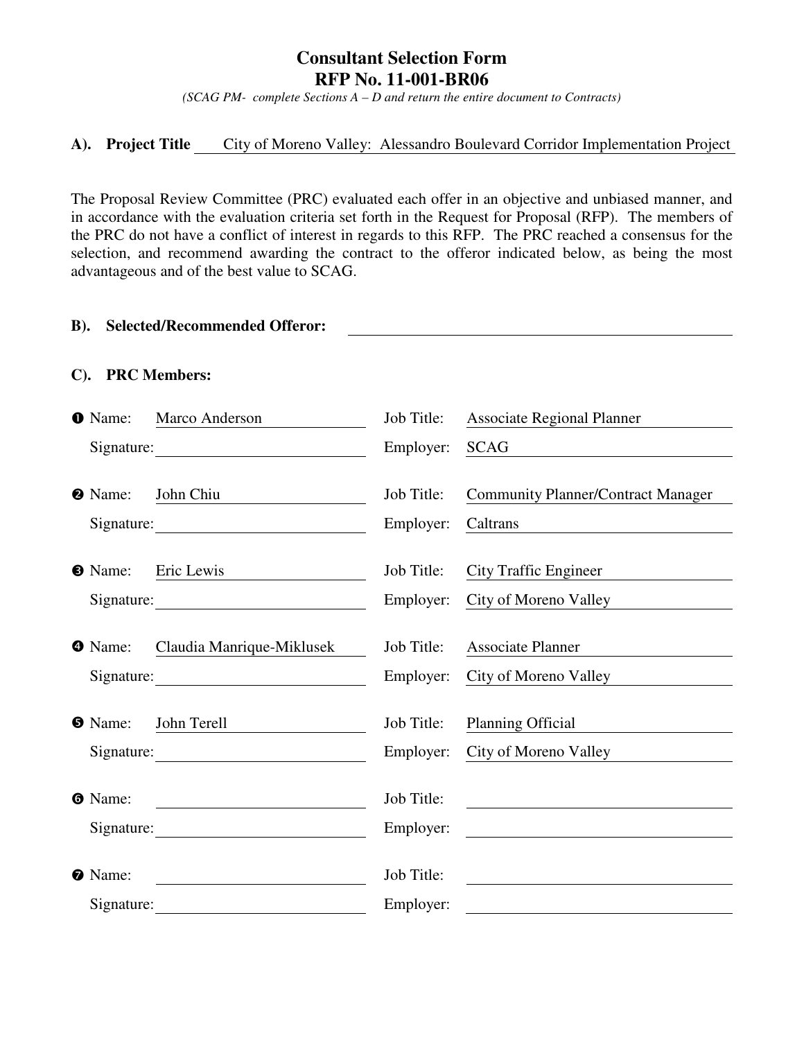# Consultant Selection Form
## RFP No. 11-001-BR06

*(SCAG PM- complete Sections A – D and return the entire document to Contracts)*

**A). Project Title** City of Moreno Valley: Alessandro Boulevard Corridor Implementation Project

The Proposal Review Committee (PRC) evaluated each offer in an objective and unbiased manner, and in accordance with the evaluation criteria set forth in the Request for Proposal (RFP). The members of the PRC do not have a conflict of interest in regards to this RFP. The PRC reached a consensus for the selection, and recommend awarding the contract to the offeror indicated below, as being the most advantageous and of the best value to SCAG.

**B). Selected/Recommended Offeror:** ______________________________

**C). PRC Members:**

❶ Name: Marco Anderson　　Job Title: Associate Regional Planner
Signature: ______________　　Employer: SCAG

❷ Name: John Chiu　　Job Title: Community Planner/Contract Manager
Signature: ______________　　Employer: Caltrans

❸ Name: Eric Lewis　　Job Title: City Traffic Engineer
Signature: ______________　　Employer: City of Moreno Valley

❹ Name: Claudia Manrique-Miklusek　　Job Title: Associate Planner
Signature: ______________　　Employer: City of Moreno Valley

❺ Name: John Terell　　Job Title: Planning Official
Signature: ______________　　Employer: City of Moreno Valley

❻ Name: ______________　　Job Title: ______________
Signature: ______________　　Employer: ______________

❼ Name: ______________　　Job Title: ______________
Signature: ______________　　Employer: ______________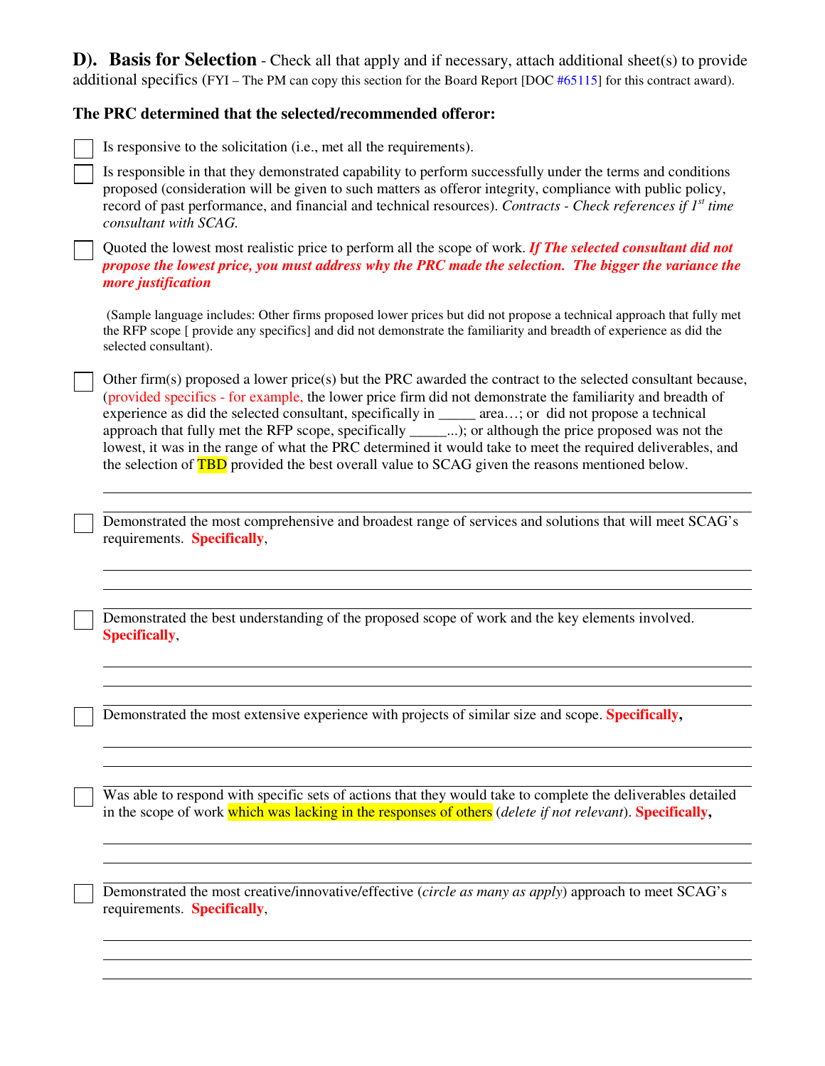## D). Basis for Selection - Check all that apply and if necessary, attach additional sheet(s) to provide additional specifics (FYI – The PM can copy this section for the Board Report [DOC #65115] for this contract award).

**The PRC determined that the selected/recommended offeror:**

☐ Is responsive to the solicitation (i.e., met all the requirements).

☐ Is responsible in that they demonstrated capability to perform successfully under the terms and conditions proposed (consideration will be given to such matters as offeror integrity, compliance with public policy, record of past performance, and financial and technical resources). *Contracts - Check references if 1st time consultant with SCAG.*

☐ Quoted the lowest most realistic price to perform all the scope of work. ***If The selected consultant did not propose the lowest price, you must address why the PRC made the selection. The bigger the variance the more justification***

(Sample language includes: Other firms proposed lower prices but did not propose a technical approach that fully met the RFP scope [ provide any specifics] and did not demonstrate the familiarity and breadth of experience as did the selected consultant).

☐ Other firm(s) proposed a lower price(s) but the PRC awarded the contract to the selected consultant because, (provided specifics - for example, the lower price firm did not demonstrate the familiarity and breadth of experience as did the selected consultant, specifically in _____ area…; or did not propose a technical approach that fully met the RFP scope, specifically _____...); or although the price proposed was not the lowest, it was in the range of what the PRC determined it would take to meet the required deliverables, and the selection of TBD provided the best overall value to SCAG given the reasons mentioned below.

___

☐ Demonstrated the most comprehensive and broadest range of services and solutions that will meet SCAG's requirements. **Specifically**,

___

☐ Demonstrated the best understanding of the proposed scope of work and the key elements involved. **Specifically**,

___

☐ Demonstrated the most extensive experience with projects of similar size and scope. **Specifically,**

___

☐ Was able to respond with specific sets of actions that they would take to complete the deliverables detailed in the scope of work which was lacking in the responses of others (*delete if not relevant*). **Specifically,**

___

☐ Demonstrated the most creative/innovative/effective (*circle as many as apply*) approach to meet SCAG's requirements. **Specifically**,

___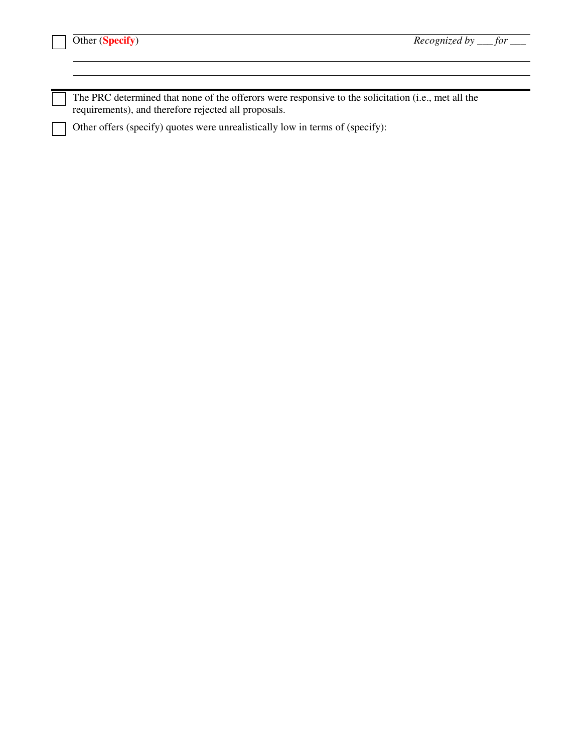☐ Other (**Specify**) *Recognized by \_\_\_ for \_\_\_*

---

---

☐ The PRC determined that none of the offerors were responsive to the solicitation (i.e., met all the requirements), and therefore rejected all proposals.

☐ Other offers (specify) quotes were unrealistically low in terms of (specify):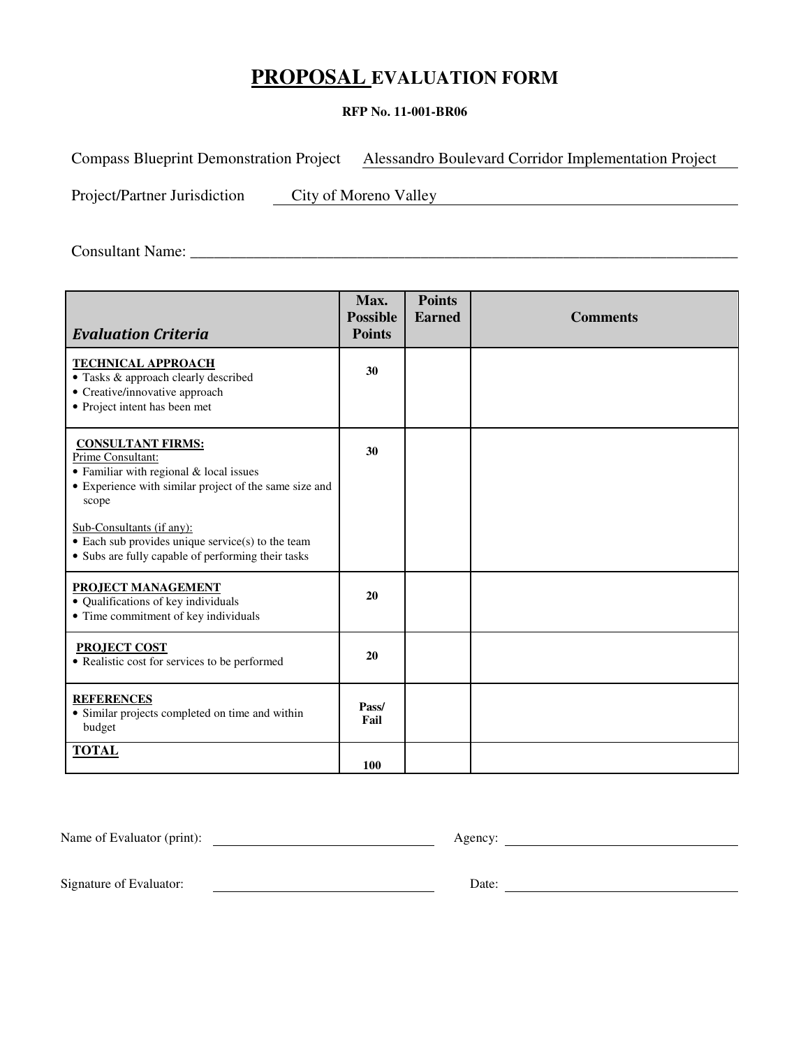# PROPOSAL EVALUATION FORM

**RFP No. 11-001-BR06**

Compass Blueprint Demonstration Project Alessandro Boulevard Corridor Implementation Project

Project/Partner Jurisdiction City of Moreno Valley

Consultant Name: ___________________________________________________________________

| *Evaluation Criteria* | Max. Possible Points | Points Earned | Comments |
|---|---|---|---|
| **TECHNICAL APPROACH**<br>• Tasks & approach clearly described<br>• Creative/innovative approach<br>• Project intent has been met | **30** | | |
| **CONSULTANT FIRMS:**<br>Prime Consultant:<br>• Familiar with regional & local issues<br>• Experience with similar project of the same size and scope<br><br>Sub-Consultants (if any):<br>• Each sub provides unique service(s) to the team<br>• Subs are fully capable of performing their tasks | **30** | | |
| **PROJECT MANAGEMENT**<br>• Qualifications of key individuals<br>• Time commitment of key individuals | **20** | | |
| **PROJECT COST**<br>• Realistic cost for services to be performed | **20** | | |
| **REFERENCES**<br>• Similar projects completed on time and within budget | **Pass/ Fail** | | |
| **TOTAL** | **100** | | |

Name of Evaluator (print): ______________________________ Agency: ______________________________

Signature of Evaluator: ______________________________ Date: ______________________________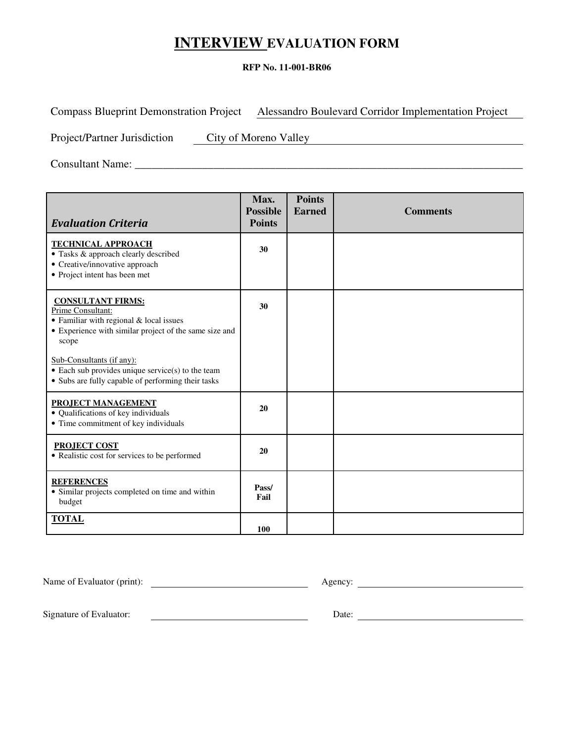# INTERVIEW EVALUATION FORM

**RFP No. 11-001-BR06**

Compass Blueprint Demonstration Project Alessandro Boulevard Corridor Implementation Project

Project/Partner Jurisdiction City of Moreno Valley

Consultant Name: ___________________________________________________________________

| *Evaluation Criteria* | Max. Possible Points | Points Earned | Comments |
|---|---|---|---|
| **TECHNICAL APPROACH**<br>• Tasks & approach clearly described<br>• Creative/innovative approach<br>• Project intent has been met | **30** | | |
| **CONSULTANT FIRMS:**<br>Prime Consultant:<br>• Familiar with regional & local issues<br>• Experience with similar project of the same size and scope<br><br>Sub-Consultants (if any):<br>• Each sub provides unique service(s) to the team<br>• Subs are fully capable of performing their tasks | **30** | | |
| **PROJECT MANAGEMENT**<br>• Qualifications of key individuals<br>• Time commitment of key individuals | **20** | | |
| **PROJECT COST**<br>• Realistic cost for services to be performed | **20** | | |
| **REFERENCES**<br>• Similar projects completed on time and within budget | **Pass/ Fail** | | |
| **TOTAL** | **100** | | |

Name of Evaluator (print): ______________________________ Agency: ______________________________

Signature of Evaluator: ______________________________ Date: ______________________________